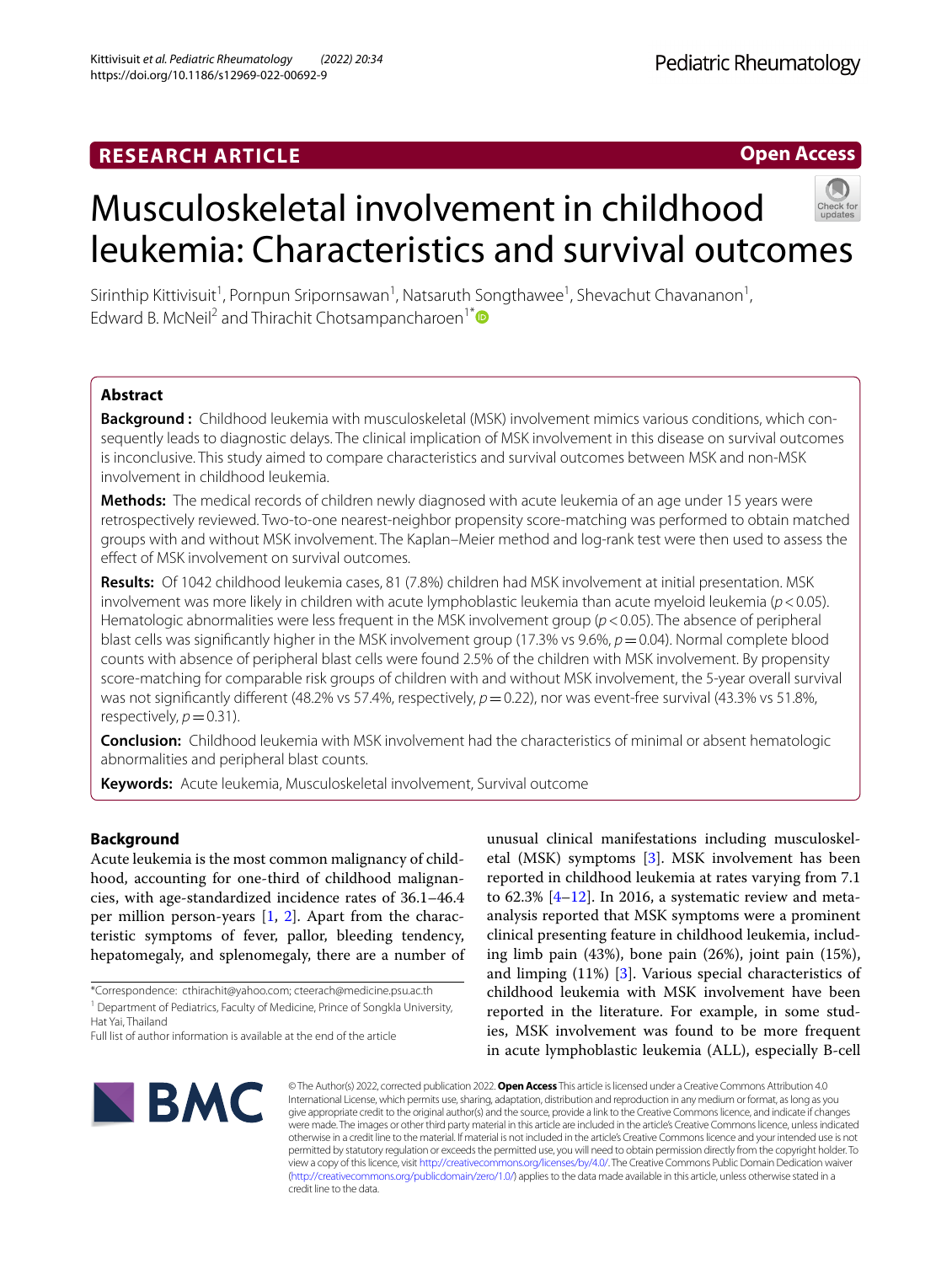RESEARCH ARTICLE

Open Access

# Musculoskeletal involvement in childhood leukemia: Characteristics and survival outcomes

Sirinthip Kittivisuit[1], Pornpun Sripornsawan[1], Natsaruth Songthawee[1], Shevachut Chavananon[1], Edward B. McNeil[2] and Thirachit Chotsampancharoen[1*]

## Abstract

**Background :** Childhood leukemia with musculoskeletal (MSK) involvement mimics various conditions, which consequently leads to diagnostic delays. The clinical implication of MSK involvement in this disease on survival outcomes is inconclusive. This study aimed to compare characteristics and survival outcomes between MSK and non-MSK involvement in childhood leukemia.

**Methods:** The medical records of children newly diagnosed with acute leukemia of an age under 15 years were retrospectively reviewed. Two-to-one nearest-neighbor propensity score-matching was performed to obtain matched groups with and without MSK involvement. The Kaplan–Meier method and log-rank test were then used to assess the effect of MSK involvement on survival outcomes.

**Results:** Of 1042 childhood leukemia cases, 81 (7.8%) children had MSK involvement at initial presentation. MSK involvement was more likely in children with acute lymphoblastic leukemia than acute myeloid leukemia ($p < 0.05$). Hematologic abnormalities were less frequent in the MSK involvement group ($p < 0.05$). The absence of peripheral blast cells was significantly higher in the MSK involvement group (17.3% vs 9.6%, $p = 0.04$). Normal complete blood counts with absence of peripheral blast cells were found 2.5% of the children with MSK involvement. By propensity score-matching for comparable risk groups of children with and without MSK involvement, the 5-year overall survival was not significantly different (48.2% vs 57.4%, respectively, $p = 0.22$), nor was event-free survival (43.3% vs 51.8%, respectively, $p = 0.31$).

**Conclusion:** Childhood leukemia with MSK involvement had the characteristics of minimal or absent hematologic abnormalities and peripheral blast counts.

**Keywords:** Acute leukemia, Musculoskeletal involvement, Survival outcome

## Background

Acute leukemia is the most common malignancy of childhood, accounting for one-third of childhood malignancies, with age-standardized incidence rates of 36.1–46.4 per million person-years [1, 2]. Apart from the characteristic symptoms of fever, pallor, bleeding tendency, hepatomegaly, and splenomegaly, there are a number of unusual clinical manifestations including musculoskeletal (MSK) symptoms [3]. MSK involvement has been reported in childhood leukemia at rates varying from 7.1 to 62.3% [4–12]. In 2016, a systematic review and meta-analysis reported that MSK symptoms were a prominent clinical presenting feature in childhood leukemia, including limb pain (43%), bone pain (26%), joint pain (15%), and limping (11%) [3]. Various special characteristics of childhood leukemia with MSK involvement have been reported in the literature. For example, in some studies, MSK involvement was found to be more frequent in acute lymphoblastic leukemia (ALL), especially B-cell

*Correspondence: cthirachit@yahoo.com; cteerach@medicine.psu.ac.th

[1] Department of Pediatrics, Faculty of Medicine, Prince of Songkla University, Hat Yai, Thailand

Full list of author information is available at the end of the article

© The Author(s) 2022, corrected publication 2022. **Open Access** This article is licensed under a Creative Commons Attribution 4.0 International License, which permits use, sharing, adaptation, distribution and reproduction in any medium or format, as long as you give appropriate credit to the original author(s) and the source, provide a link to the Creative Commons licence, and indicate if changes were made. The images or other third party material in this article are included in the article's Creative Commons licence, unless indicated otherwise in a credit line to the material. If material is not included in the article's Creative Commons licence and your intended use is not permitted by statutory regulation or exceeds the permitted use, you will need to obtain permission directly from the copyright holder. To view a copy of this licence, visit http://creativecommons.org/licenses/by/4.0/. The Creative Commons Public Domain Dedication waiver (http://creativecommons.org/publicdomain/zero/1.0/) applies to the data made available in this article, unless otherwise stated in a credit line to the data.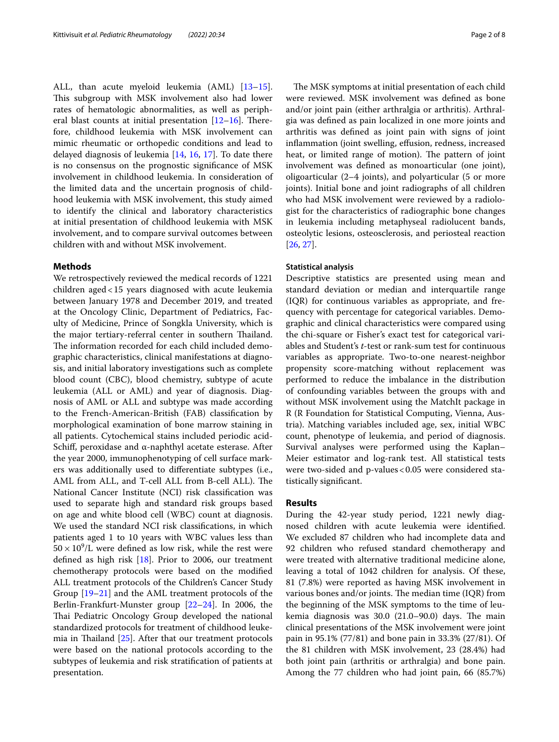ALL, than acute myeloid leukemia (AML) [13–15]. This subgroup with MSK involvement also had lower rates of hematologic abnormalities, as well as peripheral blast counts at initial presentation [12–16]. Therefore, childhood leukemia with MSK involvement can mimic rheumatic or orthopedic conditions and lead to delayed diagnosis of leukemia [14, 16, 17]. To date there is no consensus on the prognostic significance of MSK involvement in childhood leukemia. In consideration of the limited data and the uncertain prognosis of childhood leukemia with MSK involvement, this study aimed to identify the clinical and laboratory characteristics at initial presentation of childhood leukemia with MSK involvement, and to compare survival outcomes between children with and without MSK involvement.

## Methods

We retrospectively reviewed the medical records of 1221 children aged < 15 years diagnosed with acute leukemia between January 1978 and December 2019, and treated at the Oncology Clinic, Department of Pediatrics, Faculty of Medicine, Prince of Songkla University, which is the major tertiary-referral center in southern Thailand. The information recorded for each child included demographic characteristics, clinical manifestations at diagnosis, and initial laboratory investigations such as complete blood count (CBC), blood chemistry, subtype of acute leukemia (ALL or AML) and year of diagnosis. Diagnosis of AML or ALL and subtype was made according to the French-American-British (FAB) classification by morphological examination of bone marrow staining in all patients. Cytochemical stains included periodic acid-Schiff, peroxidase and α-naphthyl acetate esterase. After the year 2000, immunophenotyping of cell surface markers was additionally used to differentiate subtypes (i.e., AML from ALL, and T-cell ALL from B-cell ALL). The National Cancer Institute (NCI) risk classification was used to separate high and standard risk groups based on age and white blood cell (WBC) count at diagnosis. We used the standard NCI risk classifications, in which patients aged 1 to 10 years with WBC values less than $50 \times 10^9$/L were defined as low risk, while the rest were defined as high risk [18]. Prior to 2006, our treatment chemotherapy protocols were based on the modified ALL treatment protocols of the Children's Cancer Study Group [19–21] and the AML treatment protocols of the Berlin-Frankfurt-Munster group [22–24]. In 2006, the Thai Pediatric Oncology Group developed the national standardized protocols for treatment of childhood leukemia in Thailand [25]. After that our treatment protocols were based on the national protocols according to the subtypes of leukemia and risk stratification of patients at presentation.

The MSK symptoms at initial presentation of each child were reviewed. MSK involvement was defined as bone and/or joint pain (either arthralgia or arthritis). Arthralgia was defined as pain localized in one more joints and arthritis was defined as joint pain with signs of joint inflammation (joint swelling, effusion, redness, increased heat, or limited range of motion). The pattern of joint involvement was defined as monoarticular (one joint), oligoarticular (2–4 joints), and polyarticular (5 or more joints). Initial bone and joint radiographs of all children who had MSK involvement were reviewed by a radiologist for the characteristics of radiographic bone changes in leukemia including metaphyseal radiolucent bands, osteolytic lesions, osteosclerosis, and periosteal reaction [26, 27].

### Statistical analysis

Descriptive statistics are presented using mean and standard deviation or median and interquartile range (IQR) for continuous variables as appropriate, and frequency with percentage for categorical variables. Demographic and clinical characteristics were compared using the chi-square or Fisher's exact test for categorical variables and Student's *t*-test or rank-sum test for continuous variables as appropriate. Two-to-one nearest-neighbor propensity score-matching without replacement was performed to reduce the imbalance in the distribution of confounding variables between the groups with and without MSK involvement using the MatchIt package in R (R Foundation for Statistical Computing, Vienna, Austria). Matching variables included age, sex, initial WBC count, phenotype of leukemia, and period of diagnosis. Survival analyses were performed using the Kaplan–Meier estimator and log-rank test. All statistical tests were two-sided and p-values < 0.05 were considered statistically significant.

## Results

During the 42-year study period, 1221 newly diagnosed children with acute leukemia were identified. We excluded 87 children who had incomplete data and 92 children who refused standard chemotherapy and were treated with alternative traditional medicine alone, leaving a total of 1042 children for analysis. Of these, 81 (7.8%) were reported as having MSK involvement in various bones and/or joints. The median time (IQR) from the beginning of the MSK symptoms to the time of leukemia diagnosis was 30.0 (21.0–90.0) days. The main clinical presentations of the MSK involvement were joint pain in 95.1% (77/81) and bone pain in 33.3% (27/81). Of the 81 children with MSK involvement, 23 (28.4%) had both joint pain (arthritis or arthralgia) and bone pain. Among the 77 children who had joint pain, 66 (85.7%)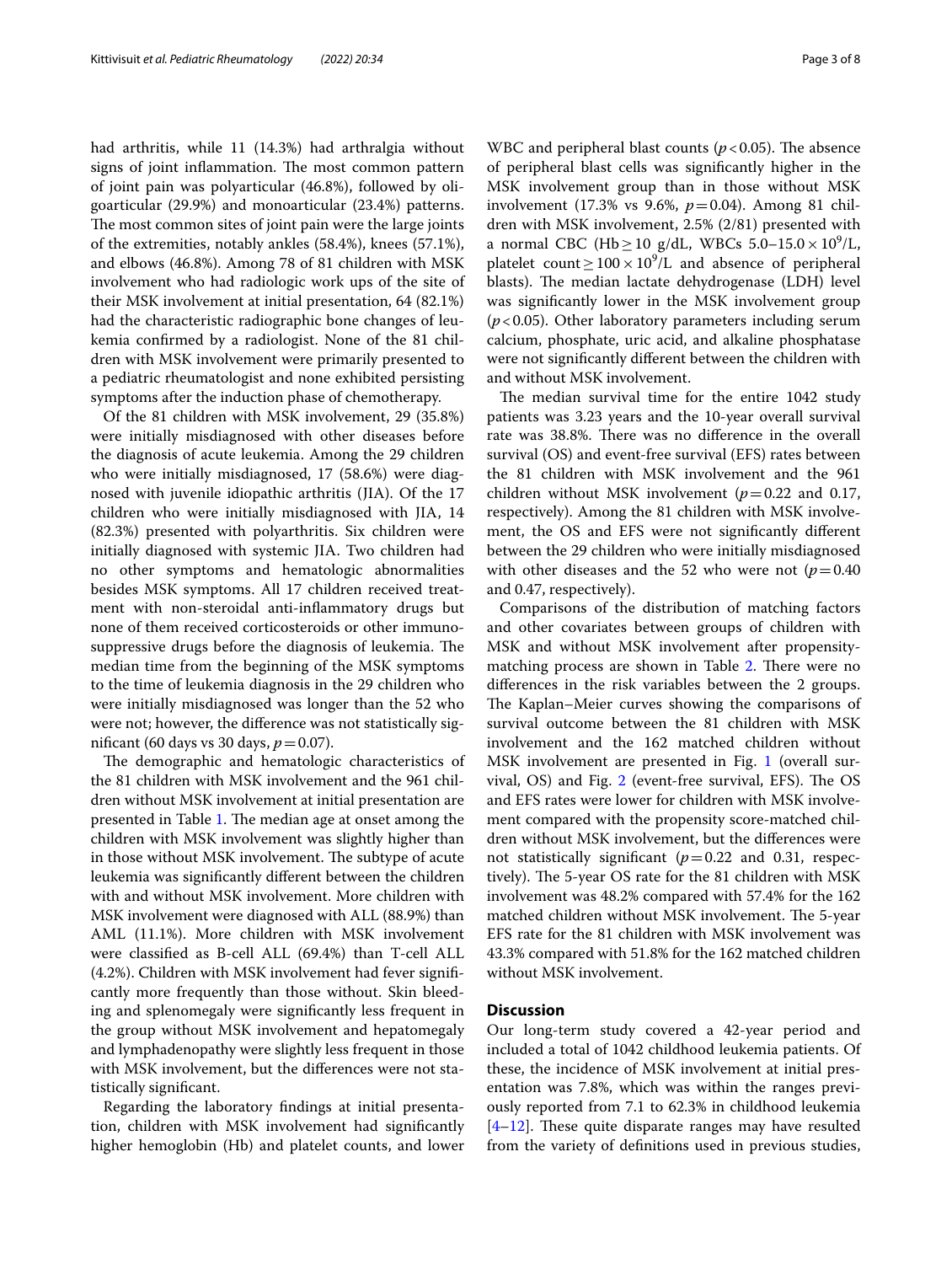had arthritis, while 11 (14.3%) had arthralgia without signs of joint inflammation. The most common pattern of joint pain was polyarticular (46.8%), followed by oligoarticular (29.9%) and monoarticular (23.4%) patterns. The most common sites of joint pain were the large joints of the extremities, notably ankles (58.4%), knees (57.1%), and elbows (46.8%). Among 78 of 81 children with MSK involvement who had radiologic work ups of the site of their MSK involvement at initial presentation, 64 (82.1%) had the characteristic radiographic bone changes of leukemia confirmed by a radiologist. None of the 81 children with MSK involvement were primarily presented to a pediatric rheumatologist and none exhibited persisting symptoms after the induction phase of chemotherapy.

Of the 81 children with MSK involvement, 29 (35.8%) were initially misdiagnosed with other diseases before the diagnosis of acute leukemia. Among the 29 children who were initially misdiagnosed, 17 (58.6%) were diagnosed with juvenile idiopathic arthritis (JIA). Of the 17 children who were initially misdiagnosed with JIA, 14 (82.3%) presented with polyarthritis. Six children were initially diagnosed with systemic JIA. Two children had no other symptoms and hematologic abnormalities besides MSK symptoms. All 17 children received treatment with non-steroidal anti-inflammatory drugs but none of them received corticosteroids or other immunosuppressive drugs before the diagnosis of leukemia. The median time from the beginning of the MSK symptoms to the time of leukemia diagnosis in the 29 children who were initially misdiagnosed was longer than the 52 who were not; however, the difference was not statistically significant (60 days vs 30 days, $p = 0.07$).

The demographic and hematologic characteristics of the 81 children with MSK involvement and the 961 children without MSK involvement at initial presentation are presented in Table 1. The median age at onset among the children with MSK involvement was slightly higher than in those without MSK involvement. The subtype of acute leukemia was significantly different between the children with and without MSK involvement. More children with MSK involvement were diagnosed with ALL (88.9%) than AML (11.1%). More children with MSK involvement were classified as B-cell ALL (69.4%) than T-cell ALL (4.2%). Children with MSK involvement had fever significantly more frequently than those without. Skin bleeding and splenomegaly were significantly less frequent in the group without MSK involvement and hepatomegaly and lymphadenopathy were slightly less frequent in those with MSK involvement, but the differences were not statistically significant.

Regarding the laboratory findings at initial presentation, children with MSK involvement had significantly higher hemoglobin (Hb) and platelet counts, and lower WBC and peripheral blast counts ($p < 0.05$). The absence of peripheral blast cells was significantly higher in the MSK involvement group than in those without MSK involvement (17.3% vs 9.6%, $p = 0.04$). Among 81 children with MSK involvement, 2.5% (2/81) presented with a normal CBC (Hb $\geq$ 10 g/dL, WBCs 5.0–15.0 $\times 10^9$/L, platelet count $\geq 100 \times 10^9$/L and absence of peripheral blasts). The median lactate dehydrogenase (LDH) level was significantly lower in the MSK involvement group ($p < 0.05$). Other laboratory parameters including serum calcium, phosphate, uric acid, and alkaline phosphatase were not significantly different between the children with and without MSK involvement.

The median survival time for the entire 1042 study patients was 3.23 years and the 10-year overall survival rate was 38.8%. There was no difference in the overall survival (OS) and event-free survival (EFS) rates between the 81 children with MSK involvement and the 961 children without MSK involvement ($p = 0.22$ and 0.17, respectively). Among the 81 children with MSK involvement, the OS and EFS were not significantly different between the 29 children who were initially misdiagnosed with other diseases and the 52 who were not ($p = 0.40$ and 0.47, respectively).

Comparisons of the distribution of matching factors and other covariates between groups of children with MSK and without MSK involvement after propensity-matching process are shown in Table 2. There were no differences in the risk variables between the 2 groups. The Kaplan–Meier curves showing the comparisons of survival outcome between the 81 children with MSK involvement and the 162 matched children without MSK involvement are presented in Fig. 1 (overall survival, OS) and Fig. 2 (event-free survival, EFS). The OS and EFS rates were lower for children with MSK involvement compared with the propensity score-matched children without MSK involvement, but the differences were not statistically significant ($p = 0.22$ and 0.31, respectively). The 5-year OS rate for the 81 children with MSK involvement was 48.2% compared with 57.4% for the 162 matched children without MSK involvement. The 5-year EFS rate for the 81 children with MSK involvement was 43.3% compared with 51.8% for the 162 matched children without MSK involvement.

## Discussion

Our long-term study covered a 42-year period and included a total of 1042 childhood leukemia patients. Of these, the incidence of MSK involvement at initial presentation was 7.8%, which was within the ranges previously reported from 7.1 to 62.3% in childhood leukemia [4–12]. These quite disparate ranges may have resulted from the variety of definitions used in previous studies,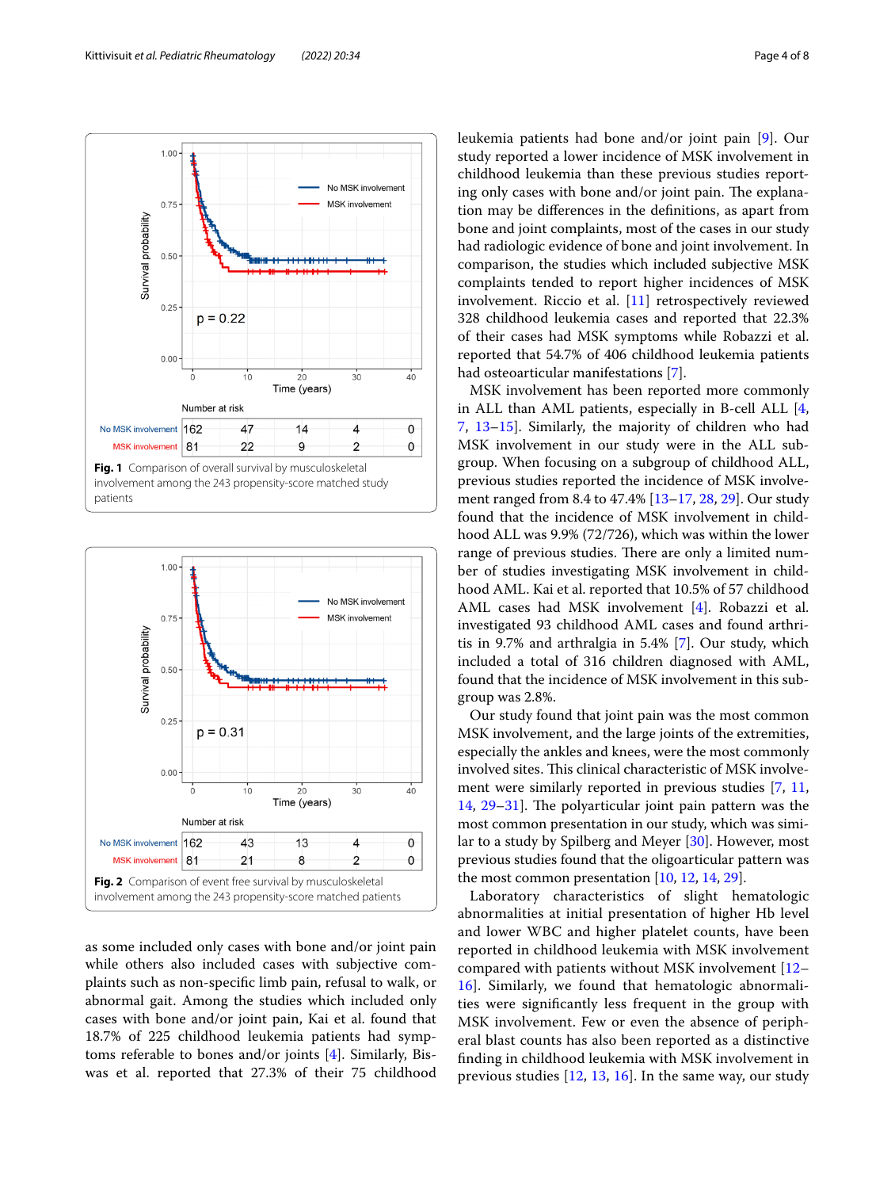Fig. 1 Comparison of overall survival by musculoskeletal involvement among the 243 propensity-score matched study patients

Fig. 2 Comparison of event free survival by musculoskeletal involvement among the 243 propensity-score matched patients

as some included only cases with bone and/or joint pain while others also included cases with subjective complaints such as non-specific limb pain, refusal to walk, or abnormal gait. Among the studies which included only cases with bone and/or joint pain, Kai et al. found that 18.7% of 225 childhood leukemia patients had symptoms referable to bones and/or joints [4]. Similarly, Biswas et al. reported that 27.3% of their 75 childhood leukemia patients had bone and/or joint pain [9]. Our study reported a lower incidence of MSK involvement in childhood leukemia than these previous studies reporting only cases with bone and/or joint pain. The explanation may be differences in the definitions, as apart from bone and joint complaints, most of the cases in our study had radiologic evidence of bone and joint involvement. In comparison, the studies which included subjective MSK complaints tended to report higher incidences of MSK involvement. Riccio et al. [11] retrospectively reviewed 328 childhood leukemia cases and reported that 22.3% of their cases had MSK symptoms while Robazzi et al. reported that 54.7% of 406 childhood leukemia patients had osteoarticular manifestations [7].

MSK involvement has been reported more commonly in ALL than AML patients, especially in B-cell ALL [4, 7, 13–15]. Similarly, the majority of children who had MSK involvement in our study were in the ALL subgroup. When focusing on a subgroup of childhood ALL, previous studies reported the incidence of MSK involvement ranged from 8.4 to 47.4% [13–17, 28, 29]. Our study found that the incidence of MSK involvement in childhood ALL was 9.9% (72/726), which was within the lower range of previous studies. There are only a limited number of studies investigating MSK involvement in childhood AML. Kai et al. reported that 10.5% of 57 childhood AML cases had MSK involvement [4]. Robazzi et al. investigated 93 childhood AML cases and found arthritis in 9.7% and arthralgia in 5.4% [7]. Our study, which included a total of 316 children diagnosed with AML, found that the incidence of MSK involvement in this subgroup was 2.8%.

Our study found that joint pain was the most common MSK involvement, and the large joints of the extremities, especially the ankles and knees, were the most commonly involved sites. This clinical characteristic of MSK involvement were similarly reported in previous studies [7, 11, 14, 29–31]. The polyarticular joint pain pattern was the most common presentation in our study, which was similar to a study by Spilberg and Meyer [30]. However, most previous studies found that the oligoarticular pattern was the most common presentation [10, 12, 14, 29].

Laboratory characteristics of slight hematologic abnormalities at initial presentation of higher Hb level and lower WBC and higher platelet counts, have been reported in childhood leukemia with MSK involvement compared with patients without MSK involvement [12–16]. Similarly, we found that hematologic abnormalities were significantly less frequent in the group with MSK involvement. Few or even the absence of peripheral blast counts has also been reported as a distinctive finding in childhood leukemia with MSK involvement in previous studies [12, 13, 16]. In the same way, our study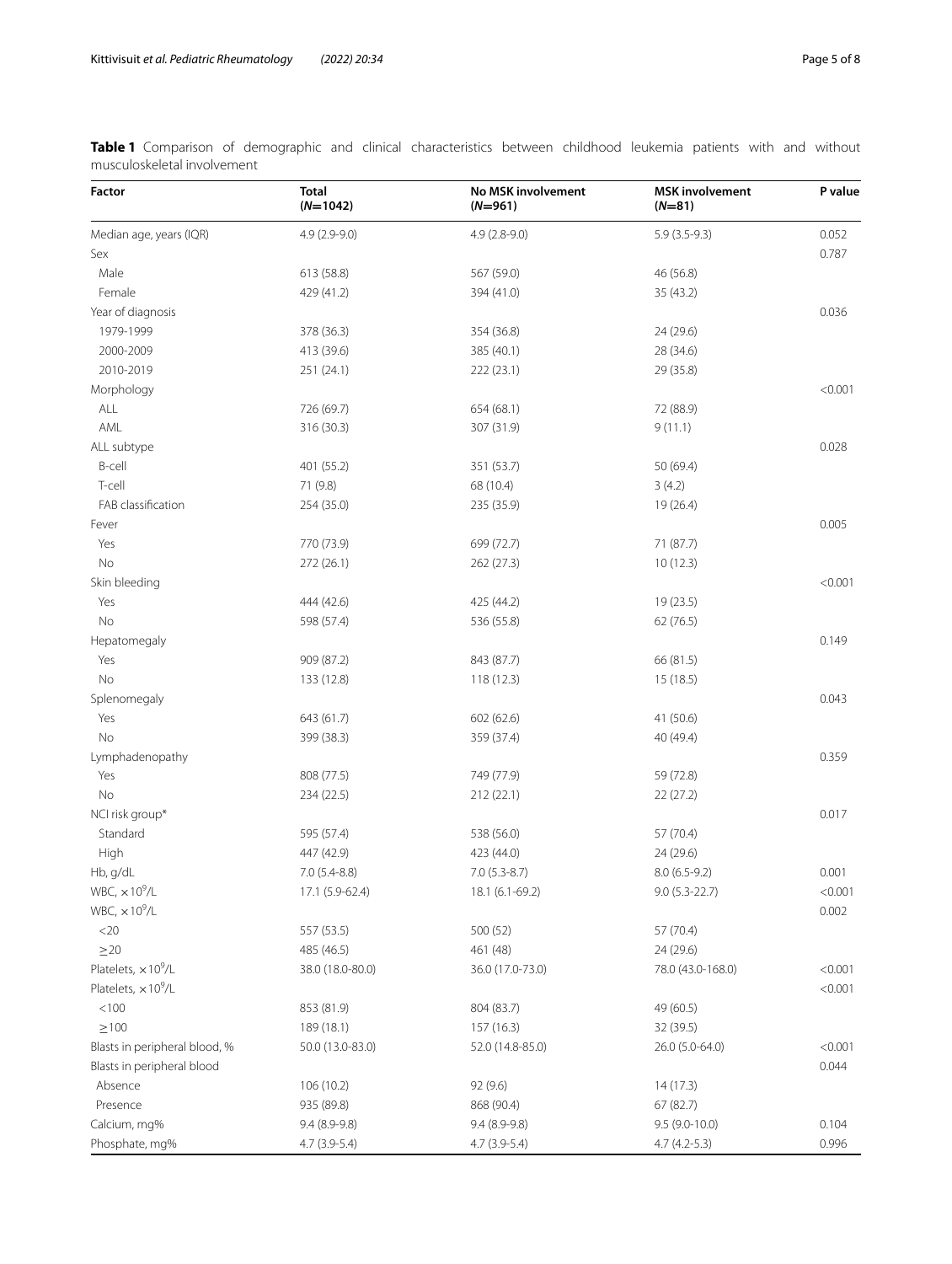**Table 1** Comparison of demographic and clinical characteristics between childhood leukemia patients with and without musculoskeletal involvement

| Factor | Total ($N$=1042) | No MSK involvement ($N$=961) | MSK involvement ($N$=81) | P value |
|---|---|---|---|---|
| Median age, years (IQR) | 4.9 (2.9-9.0) | 4.9 (2.8-9.0) | 5.9 (3.5-9.3) | 0.052 |
| Sex | | | | 0.787 |
| Male | 613 (58.8) | 567 (59.0) | 46 (56.8) | |
| Female | 429 (41.2) | 394 (41.0) | 35 (43.2) | |
| Year of diagnosis | | | | 0.036 |
| 1979-1999 | 378 (36.3) | 354 (36.8) | 24 (29.6) | |
| 2000-2009 | 413 (39.6) | 385 (40.1) | 28 (34.6) | |
| 2010-2019 | 251 (24.1) | 222 (23.1) | 29 (35.8) | |
| Morphology | | | | <0.001 |
| ALL | 726 (69.7) | 654 (68.1) | 72 (88.9) | |
| AML | 316 (30.3) | 307 (31.9) | 9 (11.1) | |
| ALL subtype | | | | 0.028 |
| B-cell | 401 (55.2) | 351 (53.7) | 50 (69.4) | |
| T-cell | 71 (9.8) | 68 (10.4) | 3 (4.2) | |
| FAB classification | 254 (35.0) | 235 (35.9) | 19 (26.4) | |
| Fever | | | | 0.005 |
| Yes | 770 (73.9) | 699 (72.7) | 71 (87.7) | |
| No | 272 (26.1) | 262 (27.3) | 10 (12.3) | |
| Skin bleeding | | | | <0.001 |
| Yes | 444 (42.6) | 425 (44.2) | 19 (23.5) | |
| No | 598 (57.4) | 536 (55.8) | 62 (76.5) | |
| Hepatomegaly | | | | 0.149 |
| Yes | 909 (87.2) | 843 (87.7) | 66 (81.5) | |
| No | 133 (12.8) | 118 (12.3) | 15 (18.5) | |
| Splenomegaly | | | | 0.043 |
| Yes | 643 (61.7) | 602 (62.6) | 41 (50.6) | |
| No | 399 (38.3) | 359 (37.4) | 40 (49.4) | |
| Lymphadenopathy | | | | 0.359 |
| Yes | 808 (77.5) | 749 (77.9) | 59 (72.8) | |
| No | 234 (22.5) | 212 (22.1) | 22 (27.2) | |
| NCI risk group* | | | | 0.017 |
| Standard | 595 (57.4) | 538 (56.0) | 57 (70.4) | |
| High | 447 (42.9) | 423 (44.0) | 24 (29.6) | |
| Hb, g/dL | 7.0 (5.4-8.8) | 7.0 (5.3-8.7) | 8.0 (6.5-9.2) | 0.001 |
| WBC, $\times 10^9$/L | 17.1 (5.9-62.4) | 18.1 (6.1-69.2) | 9.0 (5.3-22.7) | <0.001 |
| WBC, $\times 10^9$/L | | | | 0.002 |
| <20 | 557 (53.5) | 500 (52) | 57 (70.4) | |
| ≥20 | 485 (46.5) | 461 (48) | 24 (29.6) | |
| Platelets, $\times 10^9$/L | 38.0 (18.0-80.0) | 36.0 (17.0-73.0) | 78.0 (43.0-168.0) | <0.001 |
| Platelets, $\times 10^9$/L | | | | <0.001 |
| <100 | 853 (81.9) | 804 (83.7) | 49 (60.5) | |
| ≥100 | 189 (18.1) | 157 (16.3) | 32 (39.5) | |
| Blasts in peripheral blood, % | 50.0 (13.0-83.0) | 52.0 (14.8-85.0) | 26.0 (5.0-64.0) | <0.001 |
| Blasts in peripheral blood | | | | 0.044 |
| Absence | 106 (10.2) | 92 (9.6) | 14 (17.3) | |
| Presence | 935 (89.8) | 868 (90.4) | 67 (82.7) | |
| Calcium, mg% | 9.4 (8.9-9.8) | 9.4 (8.9-9.8) | 9.5 (9.0-10.0) | 0.104 |
| Phosphate, mg% | 4.7 (3.9-5.4) | 4.7 (3.9-5.4) | 4.7 (4.2-5.3) | 0.996 |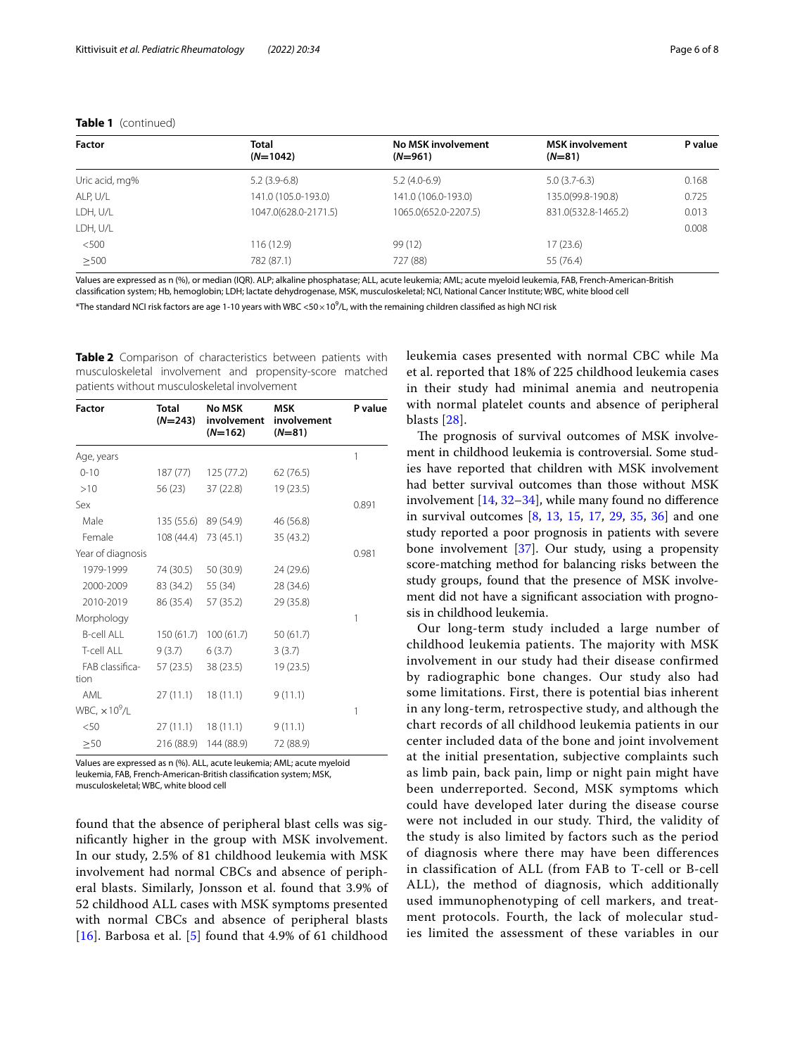**Table 1** (continued)

| Factor | Total (N=1042) | No MSK involvement (N=961) | MSK involvement (N=81) | P value |
|---|---|---|---|---|
| Uric acid, mg% | 5.2 (3.9-6.8) | 5.2 (4.0-6.9) | 5.0 (3.7-6.3) | 0.168 |
| ALP, U/L | 141.0 (105.0-193.0) | 141.0 (106.0-193.0) | 135.0(99.8-190.8) | 0.725 |
| LDH, U/L | 1047.0(628.0-2171.5) | 1065.0(652.0-2207.5) | 831.0(532.8-1465.2) | 0.013 |
| LDH, U/L | | | | 0.008 |
| <500 | 116 (12.9) | 99 (12) | 17 (23.6) | |
| ≥500 | 782 (87.1) | 727 (88) | 55 (76.4) | |

Values are expressed as n (%), or median (IQR). ALP; alkaline phosphatase; ALL, acute leukemia; AML; acute myeloid leukemia, FAB, French-American-British classification system; Hb, hemoglobin; LDH; lactate dehydrogenase, MSK, musculoskeletal; NCI, National Cancer Institute; WBC, white blood cell

*The standard NCI risk factors are age 1-10 years with WBC <50×$10^9$/L, with the remaining children classified as high NCI risk

**Table 2** Comparison of characteristics between patients with musculoskeletal involvement and propensity-score matched patients without musculoskeletal involvement

| Factor | Total (N=243) | No MSK involvement (N=162) | MSK involvement (N=81) | P value |
|---|---|---|---|---|
| Age, years | | | | 1 |
| 0-10 | 187 (77) | 125 (77.2) | 62 (76.5) | |
| >10 | 56 (23) | 37 (22.8) | 19 (23.5) | |
| Sex | | | | 0.891 |
| Male | 135 (55.6) | 89 (54.9) | 46 (56.8) | |
| Female | 108 (44.4) | 73 (45.1) | 35 (43.2) | |
| Year of diagnosis | | | | 0.981 |
| 1979-1999 | 74 (30.5) | 50 (30.9) | 24 (29.6) | |
| 2000-2009 | 83 (34.2) | 55 (34) | 28 (34.6) | |
| 2010-2019 | 86 (35.4) | 57 (35.2) | 29 (35.8) | |
| Morphology | | | | 1 |
| B-cell ALL | 150 (61.7) | 100 (61.7) | 50 (61.7) | |
| T-cell ALL | 9 (3.7) | 6 (3.7) | 3 (3.7) | |
| FAB classification | 57 (23.5) | 38 (23.5) | 19 (23.5) | |
| AML | 27 (11.1) | 18 (11.1) | 9 (11.1) | |
| WBC, ×$10^9$/L | | | | 1 |
| <50 | 27 (11.1) | 18 (11.1) | 9 (11.1) | |
| ≥50 | 216 (88.9) | 144 (88.9) | 72 (88.9) | |

Values are expressed as n (%). ALL, acute leukemia; AML; acute myeloid leukemia, FAB, French-American-British classification system; MSK, musculoskeletal; WBC, white blood cell

found that the absence of peripheral blast cells was significantly higher in the group with MSK involvement. In our study, 2.5% of 81 childhood leukemia with MSK involvement had normal CBCs and absence of peripheral blasts. Similarly, Jonsson et al. found that 3.9% of 52 childhood ALL cases with MSK symptoms presented with normal CBCs and absence of peripheral blasts [16]. Barbosa et al. [5] found that 4.9% of 61 childhood leukemia cases presented with normal CBC while Ma et al. reported that 18% of 225 childhood leukemia cases in their study had minimal anemia and neutropenia with normal platelet counts and absence of peripheral blasts [28].

The prognosis of survival outcomes of MSK involvement in childhood leukemia is controversial. Some studies have reported that children with MSK involvement had better survival outcomes than those without MSK involvement [14, 32–34], while many found no difference in survival outcomes [8, 13, 15, 17, 29, 35, 36] and one study reported a poor prognosis in patients with severe bone involvement [37]. Our study, using a propensity score-matching method for balancing risks between the study groups, found that the presence of MSK involvement did not have a significant association with prognosis in childhood leukemia.

Our long-term study included a large number of childhood leukemia patients. The majority with MSK involvement in our study had their disease confirmed by radiographic bone changes. Our study also had some limitations. First, there is potential bias inherent in any long-term, retrospective study, and although the chart records of all childhood leukemia patients in our center included data of the bone and joint involvement at the initial presentation, subjective complaints such as limb pain, back pain, limp or night pain might have been underreported. Second, MSK symptoms which could have developed later during the disease course were not included in our study. Third, the validity of the study is also limited by factors such as the period of diagnosis where there may have been differences in classification of ALL (from FAB to T-cell or B-cell ALL), the method of diagnosis, which additionally used immunophenotyping of cell markers, and treatment protocols. Fourth, the lack of molecular studies limited the assessment of these variables in our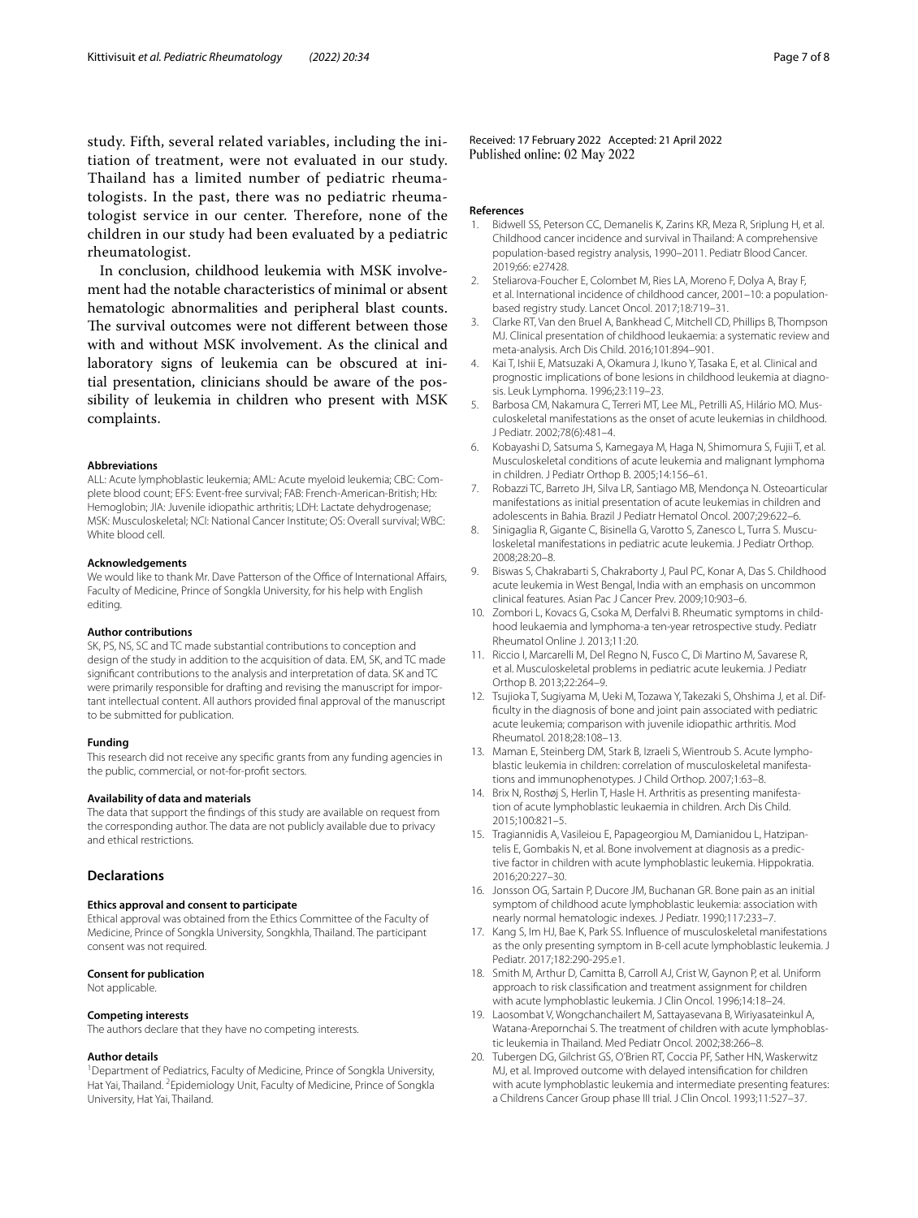study. Fifth, several related variables, including the initiation of treatment, were not evaluated in our study. Thailand has a limited number of pediatric rheumatologists. In the past, there was no pediatric rheumatologist service in our center. Therefore, none of the children in our study had been evaluated by a pediatric rheumatologist.

In conclusion, childhood leukemia with MSK involvement had the notable characteristics of minimal or absent hematologic abnormalities and peripheral blast counts. The survival outcomes were not different between those with and without MSK involvement. As the clinical and laboratory signs of leukemia can be obscured at initial presentation, clinicians should be aware of the possibility of leukemia in children who present with MSK complaints.

#### Abbreviations

ALL: Acute lymphoblastic leukemia; AML: Acute myeloid leukemia; CBC: Complete blood count; EFS: Event-free survival; FAB: French-American-British; Hb: Hemoglobin; JIA: Juvenile idiopathic arthritis; LDH: Lactate dehydrogenase; MSK: Musculoskeletal; NCI: National Cancer Institute; OS: Overall survival; WBC: White blood cell.

#### Acknowledgements

We would like to thank Mr. Dave Patterson of the Office of International Affairs, Faculty of Medicine, Prince of Songkla University, for his help with English editing.

#### Author contributions

SK, PS, NS, SC and TC made substantial contributions to conception and design of the study in addition to the acquisition of data. EM, SK, and TC made significant contributions to the analysis and interpretation of data. SK and TC were primarily responsible for drafting and revising the manuscript for important intellectual content. All authors provided final approval of the manuscript to be submitted for publication.

#### Funding

This research did not receive any specific grants from any funding agencies in the public, commercial, or not-for-profit sectors.

#### Availability of data and materials

The data that support the findings of this study are available on request from the corresponding author. The data are not publicly available due to privacy and ethical restrictions.

## Declarations

#### Ethics approval and consent to participate

Ethical approval was obtained from the Ethics Committee of the Faculty of Medicine, Prince of Songkla University, Songkhla, Thailand. The participant consent was not required.

#### Consent for publication

Not applicable.

#### Competing interests

The authors declare that they have no competing interests.

#### Author details

[1]Department of Pediatrics, Faculty of Medicine, Prince of Songkla University, Hat Yai, Thailand. [2]Epidemiology Unit, Faculty of Medicine, Prince of Songkla University, Hat Yai, Thailand.

Received: 17 February 2022 Accepted: 21 April 2022
Published online: 02 May 2022

#### References

1. Bidwell SS, Peterson CC, Demanelis K, Zarins KR, Meza R, Sriplung H, et al. Childhood cancer incidence and survival in Thailand: A comprehensive population-based registry analysis, 1990–2011. Pediatr Blood Cancer. 2019;66: e27428.
2. Steliarova-Foucher E, Colombet M, Ries LA, Moreno F, Dolya A, Bray F, et al. International incidence of childhood cancer, 2001–10: a population-based registry study. Lancet Oncol. 2017;18:719–31.
3. Clarke RT, Van den Bruel A, Bankhead C, Mitchell CD, Phillips B, Thompson MJ. Clinical presentation of childhood leukaemia: a systematic review and meta-analysis. Arch Dis Child. 2016;101:894–901.
4. Kai T, Ishii E, Matsuzaki A, Okamura J, Ikuno Y, Tasaka E, et al. Clinical and prognostic implications of bone lesions in childhood leukemia at diagnosis. Leuk Lymphoma. 1996;23:119–23.
5. Barbosa CM, Nakamura C, Terreri MT, Lee ML, Petrilli AS, Hilário MO. Musculoskeletal manifestations as the onset of acute leukemias in childhood. J Pediatr. 2002;78(6):481–4.
6. Kobayashi D, Satsuma S, Kamegaya M, Haga N, Shimomura S, Fujii T, et al. Musculoskeletal conditions of acute leukemia and malignant lymphoma in children. J Pediatr Orthop B. 2005;14:156–61.
7. Robazzi TC, Barreto JH, Silva LR, Santiago MB, Mendonça N. Osteoarticular manifestations as initial presentation of acute leukemias in children and adolescents in Bahia. Brazil J Pediatr Hematol Oncol. 2007;29:622–6.
8. Sinigaglia R, Gigante C, Bisinella G, Varotto S, Zanesco L, Turra S. Musculoskeletal manifestations in pediatric acute leukemia. J Pediatr Orthop. 2008;28:20–8.
9. Biswas S, Chakrabarti S, Chakraborty J, Paul PC, Konar A, Das S. Childhood acute leukemia in West Bengal, India with an emphasis on uncommon clinical features. Asian Pac J Cancer Prev. 2009;10:903–6.
10. Zombori L, Kovacs G, Csoka M, Derfalvi B. Rheumatic symptoms in childhood leukaemia and lymphoma-a ten-year retrospective study. Pediatr Rheumatol Online J. 2013;11:20.
11. Riccio I, Marcarelli M, Del Regno N, Fusco C, Di Martino M, Savarese R, et al. Musculoskeletal problems in pediatric acute leukemia. J Pediatr Orthop B. 2013;22:264–9.
12. Tsujioka T, Sugiyama M, Ueki M, Tozawa Y, Takezaki S, Ohshima J, et al. Difficulty in the diagnosis of bone and joint pain associated with pediatric acute leukemia; comparison with juvenile idiopathic arthritis. Mod Rheumatol. 2018;28:108–13.
13. Maman E, Steinberg DM, Stark B, Izraeli S, Wientroub S. Acute lymphoblastic leukemia in children: correlation of musculoskeletal manifestations and immunophenotypes. J Child Orthop. 2007;1:63–8.
14. Brix N, Rosthøj S, Herlin T, Hasle H. Arthritis as presenting manifestation of acute lymphoblastic leukaemia in children. Arch Dis Child. 2015;100:821–5.
15. Tragiannidis A, Vasileiou E, Papageorgiou M, Damianidou L, Hatzipantelis E, Gombakis N, et al. Bone involvement at diagnosis as a predictive factor in children with acute lymphoblastic leukemia. Hippokratia. 2016;20:227–30.
16. Jonsson OG, Sartain P, Ducore JM, Buchanan GR. Bone pain as an initial symptom of childhood acute lymphoblastic leukemia: association with nearly normal hematologic indexes. J Pediatr. 1990;117:233–7.
17. Kang S, Im HJ, Bae K, Park SS. Influence of musculoskeletal manifestations as the only presenting symptom in B-cell acute lymphoblastic leukemia. J Pediatr. 2017;182:290-295.e1.
18. Smith M, Arthur D, Camitta B, Carroll AJ, Crist W, Gaynon P, et al. Uniform approach to risk classification and treatment assignment for children with acute lymphoblastic leukemia. J Clin Oncol. 1996;14:18–24.
19. Laosombat V, Wongchanchailert M, Sattayasevana B, Wiriyasateinkul A, Watana-Arepornchai S. The treatment of children with acute lymphoblastic leukemia in Thailand. Med Pediatr Oncol. 2002;38:266–8.
20. Tubergen DG, Gilchrist GS, O'Brien RT, Coccia PF, Sather HN, Waskerwitz MJ, et al. Improved outcome with delayed intensification for children with acute lymphoblastic leukemia and intermediate presenting features: a Childrens Cancer Group phase III trial. J Clin Oncol. 1993;11:527–37.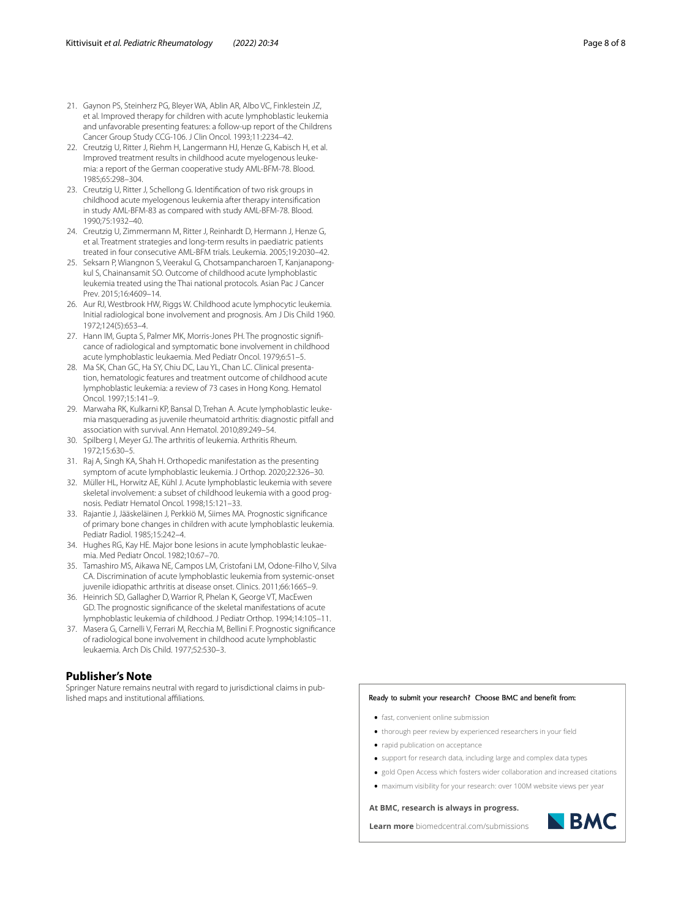21. Gaynon PS, Steinherz PG, Bleyer WA, Ablin AR, Albo VC, Finklestein JZ, et al. Improved therapy for children with acute lymphoblastic leukemia and unfavorable presenting features: a follow-up report of the Childrens Cancer Group Study CCG-106. J Clin Oncol. 1993;11:2234–42.
22. Creutzig U, Ritter J, Riehm H, Langermann HJ, Henze G, Kabisch H, et al. Improved treatment results in childhood acute myelogenous leukemia: a report of the German cooperative study AML-BFM-78. Blood. 1985;65:298–304.
23. Creutzig U, Ritter J, Schellong G. Identification of two risk groups in childhood acute myelogenous leukemia after therapy intensification in study AML-BFM-83 as compared with study AML-BFM-78. Blood. 1990;75:1932–40.
24. Creutzig U, Zimmermann M, Ritter J, Reinhardt D, Hermann J, Henze G, et al. Treatment strategies and long-term results in paediatric patients treated in four consecutive AML-BFM trials. Leukemia. 2005;19:2030–42.
25. Seksarn P, Wiangnon S, Veerakul G, Chotsampancharoen T, Kanjanapongkul S, Chainansamit SO. Outcome of childhood acute lymphoblastic leukemia treated using the Thai national protocols. Asian Pac J Cancer Prev. 2015;16:4609–14.
26. Aur RJ, Westbrook HW, Riggs W. Childhood acute lymphocytic leukemia. Initial radiological bone involvement and prognosis. Am J Dis Child 1960. 1972;124(5):653–4.
27. Hann IM, Gupta S, Palmer MK, Morris-Jones PH. The prognostic significance of radiological and symptomatic bone involvement in childhood acute lymphoblastic leukaemia. Med Pediatr Oncol. 1979;6:51–5.
28. Ma SK, Chan GC, Ha SY, Chiu DC, Lau YL, Chan LC. Clinical presentation, hematologic features and treatment outcome of childhood acute lymphoblastic leukemia: a review of 73 cases in Hong Kong. Hematol Oncol. 1997;15:141–9.
29. Marwaha RK, Kulkarni KP, Bansal D, Trehan A. Acute lymphoblastic leukemia masquerading as juvenile rheumatoid arthritis: diagnostic pitfall and association with survival. Ann Hematol. 2010;89:249–54.
30. Spilberg I, Meyer GJ. The arthritis of leukemia. Arthritis Rheum. 1972;15:630–5.
31. Raj A, Singh KA, Shah H. Orthopedic manifestation as the presenting symptom of acute lymphoblastic leukemia. J Orthop. 2020;22:326–30.
32. Müller HL, Horwitz AE, Kühl J. Acute lymphoblastic leukemia with severe skeletal involvement: a subset of childhood leukemia with a good prognosis. Pediatr Hematol Oncol. 1998;15:121–33.
33. Rajantie J, Jääskeläinen J, Perkkiö M, Siimes MA. Prognostic significance of primary bone changes in children with acute lymphoblastic leukemia. Pediatr Radiol. 1985;15:242–4.
34. Hughes RG, Kay HE. Major bone lesions in acute lymphoblastic leukaemia. Med Pediatr Oncol. 1982;10:67–70.
35. Tamashiro MS, Aikawa NE, Campos LM, Cristofani LM, Odone-Filho V, Silva CA. Discrimination of acute lymphoblastic leukemia from systemic-onset juvenile idiopathic arthritis at disease onset. Clinics. 2011;66:1665–9.
36. Heinrich SD, Gallagher D, Warrior R, Phelan K, George VT, MacEwen GD. The prognostic significance of the skeletal manifestations of acute lymphoblastic leukemia of childhood. J Pediatr Orthop. 1994;14:105–11.
37. Masera G, Carnelli V, Ferrari M, Recchia M, Bellini F. Prognostic significance of radiological bone involvement in childhood acute lymphoblastic leukaemia. Arch Dis Child. 1977;52:530–3.

## Publisher's Note

Springer Nature remains neutral with regard to jurisdictional claims in published maps and institutional affiliations.

Ready to submit your research? Choose BMC and benefit from:

- fast, convenient online submission
- thorough peer review by experienced researchers in your field
- rapid publication on acceptance
- support for research data, including large and complex data types
- gold Open Access which fosters wider collaboration and increased citations
- maximum visibility for your research: over 100M website views per year

**At BMC, research is always in progress.**

**Learn more** biomedcentral.com/submissions

BMC